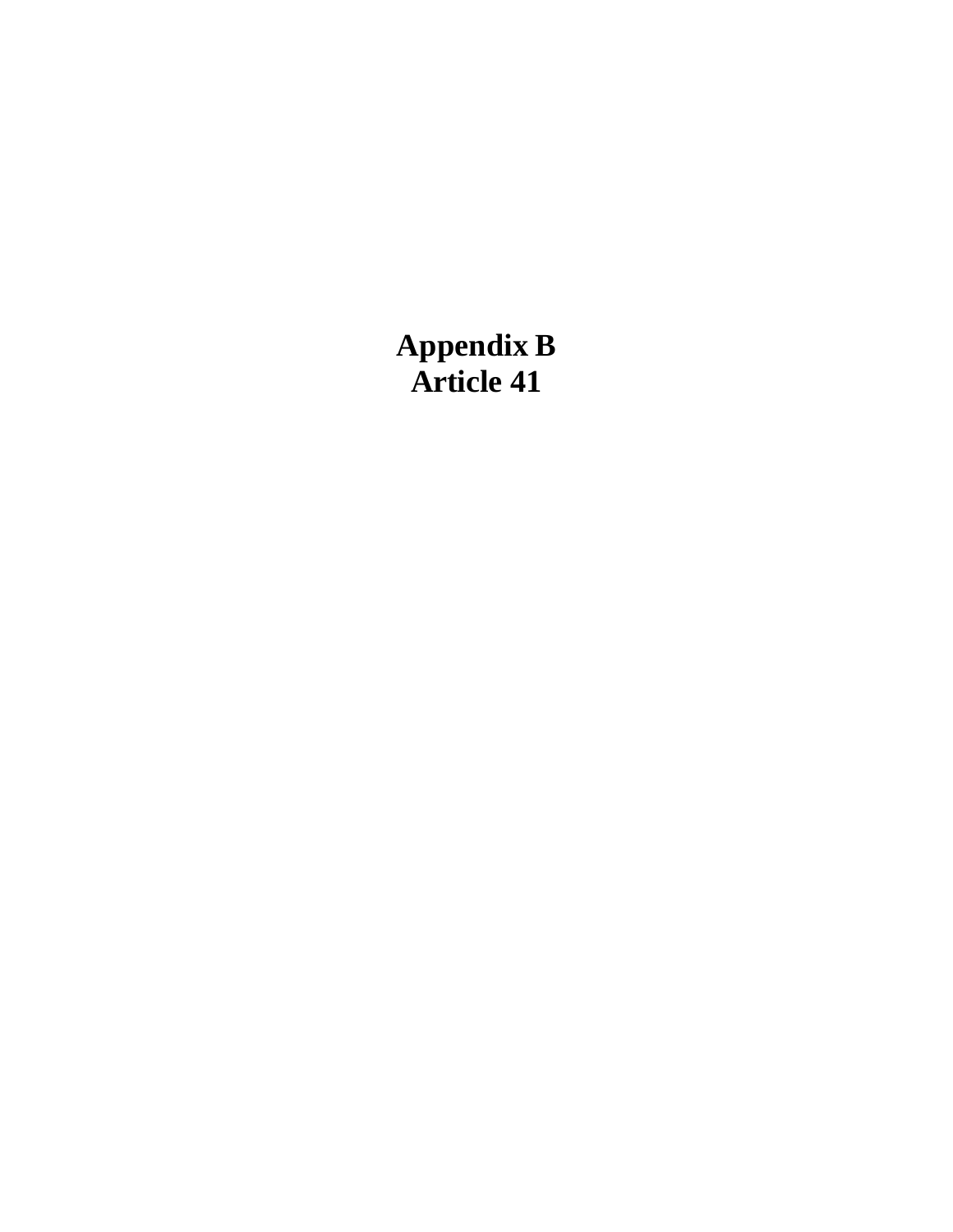# Appendix B
# Article 41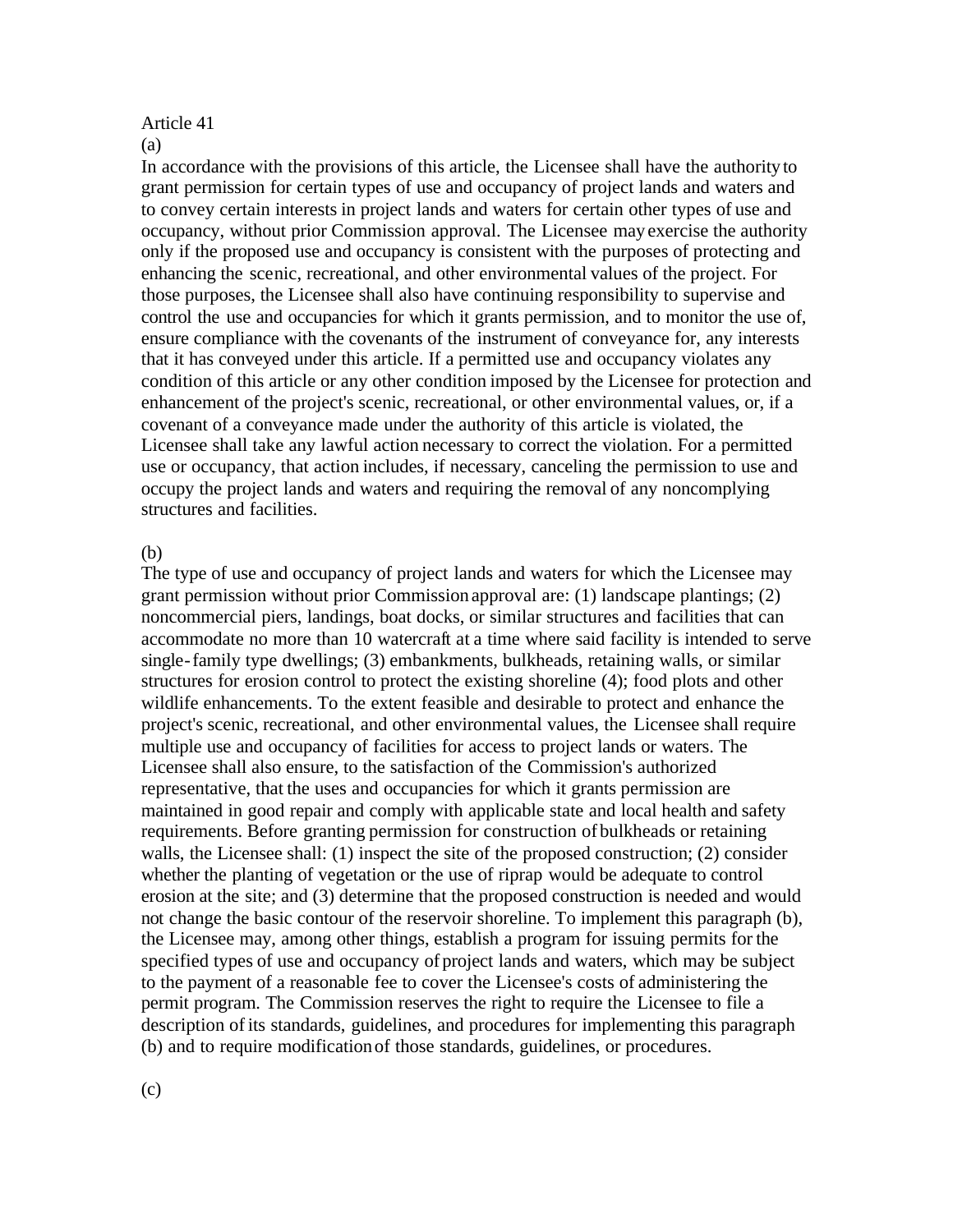Article 41

(a)

In accordance with the provisions of this article, the Licensee shall have the authority to grant permission for certain types of use and occupancy of project lands and waters and to convey certain interests in project lands and waters for certain other types of use and occupancy, without prior Commission approval. The Licensee may exercise the authority only if the proposed use and occupancy is consistent with the purposes of protecting and enhancing the scenic, recreational, and other environmental values of the project. For those purposes, the Licensee shall also have continuing responsibility to supervise and control the use and occupancies for which it grants permission, and to monitor the use of, ensure compliance with the covenants of the instrument of conveyance for, any interests that it has conveyed under this article. If a permitted use and occupancy violates any condition of this article or any other condition imposed by the Licensee for protection and enhancement of the project's scenic, recreational, or other environmental values, or, if a covenant of a conveyance made under the authority of this article is violated, the Licensee shall take any lawful action necessary to correct the violation. For a permitted use or occupancy, that action includes, if necessary, canceling the permission to use and occupy the project lands and waters and requiring the removal of any noncomplying structures and facilities.

(b)

The type of use and occupancy of project lands and waters for which the Licensee may grant permission without prior Commission approval are: (1) landscape plantings; (2) noncommercial piers, landings, boat docks, or similar structures and facilities that can accommodate no more than 10 watercraft at a time where said facility is intended to serve single-family type dwellings; (3) embankments, bulkheads, retaining walls, or similar structures for erosion control to protect the existing shoreline (4); food plots and other wildlife enhancements. To the extent feasible and desirable to protect and enhance the project's scenic, recreational, and other environmental values, the Licensee shall require multiple use and occupancy of facilities for access to project lands or waters. The Licensee shall also ensure, to the satisfaction of the Commission's authorized representative, that the uses and occupancies for which it grants permission are maintained in good repair and comply with applicable state and local health and safety requirements. Before granting permission for construction of bulkheads or retaining walls, the Licensee shall: (1) inspect the site of the proposed construction; (2) consider whether the planting of vegetation or the use of riprap would be adequate to control erosion at the site; and (3) determine that the proposed construction is needed and would not change the basic contour of the reservoir shoreline. To implement this paragraph (b), the Licensee may, among other things, establish a program for issuing permits for the specified types of use and occupancy of project lands and waters, which may be subject to the payment of a reasonable fee to cover the Licensee's costs of administering the permit program. The Commission reserves the right to require the Licensee to file a description of its standards, guidelines, and procedures for implementing this paragraph (b) and to require modification of those standards, guidelines, or procedures.

(c)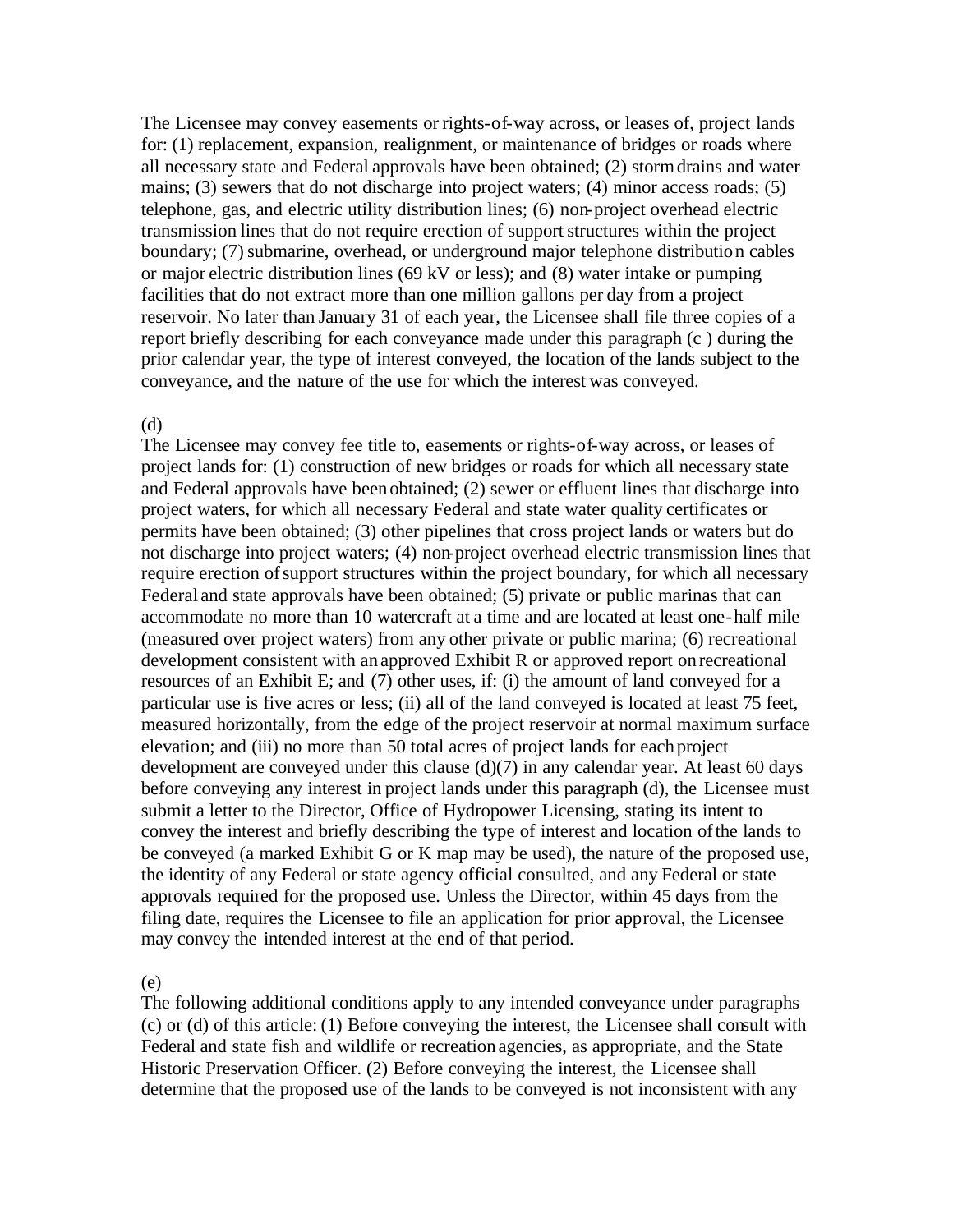The Licensee may convey easements or rights-of-way across, or leases of, project lands for: (1) replacement, expansion, realignment, or maintenance of bridges or roads where all necessary state and Federal approvals have been obtained; (2) storm drains and water mains; (3) sewers that do not discharge into project waters; (4) minor access roads; (5) telephone, gas, and electric utility distribution lines; (6) non-project overhead electric transmission lines that do not require erection of support structures within the project boundary; (7) submarine, overhead, or underground major telephone distribution cables or major electric distribution lines (69 kV or less); and (8) water intake or pumping facilities that do not extract more than one million gallons per day from a project reservoir. No later than January 31 of each year, the Licensee shall file three copies of a report briefly describing for each conveyance made under this paragraph (c ) during the prior calendar year, the type of interest conveyed, the location of the lands subject to the conveyance, and the nature of the use for which the interest was conveyed.

(d)
The Licensee may convey fee title to, easements or rights-of-way across, or leases of project lands for: (1) construction of new bridges or roads for which all necessary state and Federal approvals have been obtained; (2) sewer or effluent lines that discharge into project waters, for which all necessary Federal and state water quality certificates or permits have been obtained; (3) other pipelines that cross project lands or waters but do not discharge into project waters; (4) non-project overhead electric transmission lines that require erection of support structures within the project boundary, for which all necessary Federal and state approvals have been obtained; (5) private or public marinas that can accommodate no more than 10 watercraft at a time and are located at least one-half mile (measured over project waters) from any other private or public marina; (6) recreational development consistent with an approved Exhibit R or approved report on recreational resources of an Exhibit E; and (7) other uses, if: (i) the amount of land conveyed for a particular use is five acres or less; (ii) all of the land conveyed is located at least 75 feet, measured horizontally, from the edge of the project reservoir at normal maximum surface elevation; and (iii) no more than 50 total acres of project lands for each project development are conveyed under this clause (d)(7) in any calendar year. At least 60 days before conveying any interest in project lands under this paragraph (d), the Licensee must submit a letter to the Director, Office of Hydropower Licensing, stating its intent to convey the interest and briefly describing the type of interest and location of the lands to be conveyed (a marked Exhibit G or K map may be used), the nature of the proposed use, the identity of any Federal or state agency official consulted, and any Federal or state approvals required for the proposed use. Unless the Director, within 45 days from the filing date, requires the Licensee to file an application for prior approval, the Licensee may convey the intended interest at the end of that period.

(e)
The following additional conditions apply to any intended conveyance under paragraphs (c) or (d) of this article: (1) Before conveying the interest, the Licensee shall consult with Federal and state fish and wildlife or recreation agencies, as appropriate, and the State Historic Preservation Officer. (2) Before conveying the interest, the Licensee shall determine that the proposed use of the lands to be conveyed is not inconsistent with any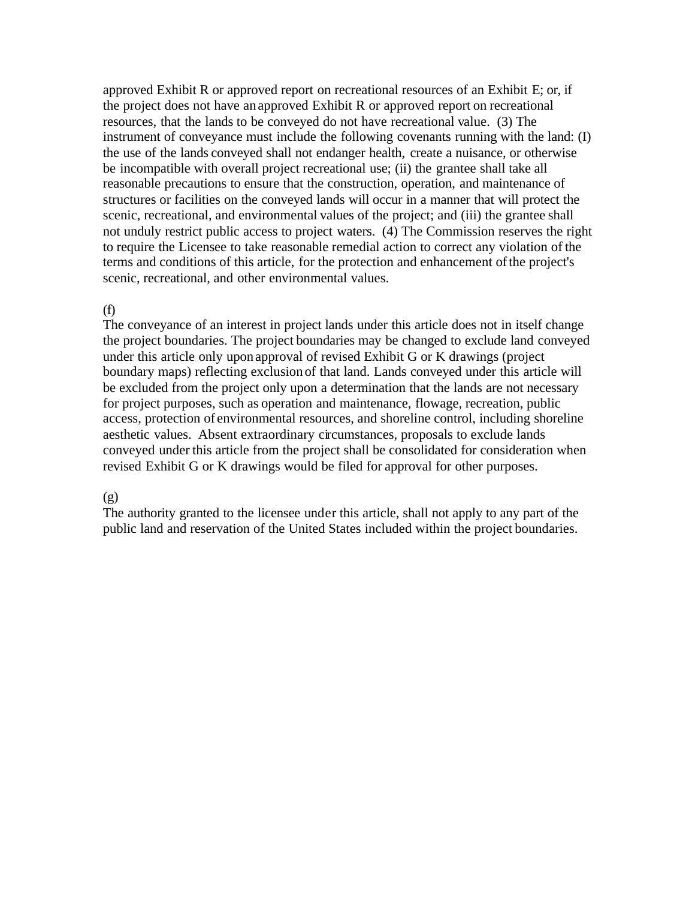approved Exhibit R or approved report on recreational resources of an Exhibit E; or, if the project does not have an approved Exhibit R or approved report on recreational resources, that the lands to be conveyed do not have recreational value. (3) The instrument of conveyance must include the following covenants running with the land: (I) the use of the lands conveyed shall not endanger health, create a nuisance, or otherwise be incompatible with overall project recreational use; (ii) the grantee shall take all reasonable precautions to ensure that the construction, operation, and maintenance of structures or facilities on the conveyed lands will occur in a manner that will protect the scenic, recreational, and environmental values of the project; and (iii) the grantee shall not unduly restrict public access to project waters. (4) The Commission reserves the right to require the Licensee to take reasonable remedial action to correct any violation of the terms and conditions of this article, for the protection and enhancement of the project's scenic, recreational, and other environmental values.

(f)
The conveyance of an interest in project lands under this article does not in itself change the project boundaries. The project boundaries may be changed to exclude land conveyed under this article only upon approval of revised Exhibit G or K drawings (project boundary maps) reflecting exclusion of that land. Lands conveyed under this article will be excluded from the project only upon a determination that the lands are not necessary for project purposes, such as operation and maintenance, flowage, recreation, public access, protection of environmental resources, and shoreline control, including shoreline aesthetic values. Absent extraordinary circumstances, proposals to exclude lands conveyed under this article from the project shall be consolidated for consideration when revised Exhibit G or K drawings would be filed for approval for other purposes.

(g)
The authority granted to the licensee under this article, shall not apply to any part of the public land and reservation of the United States included within the project boundaries.